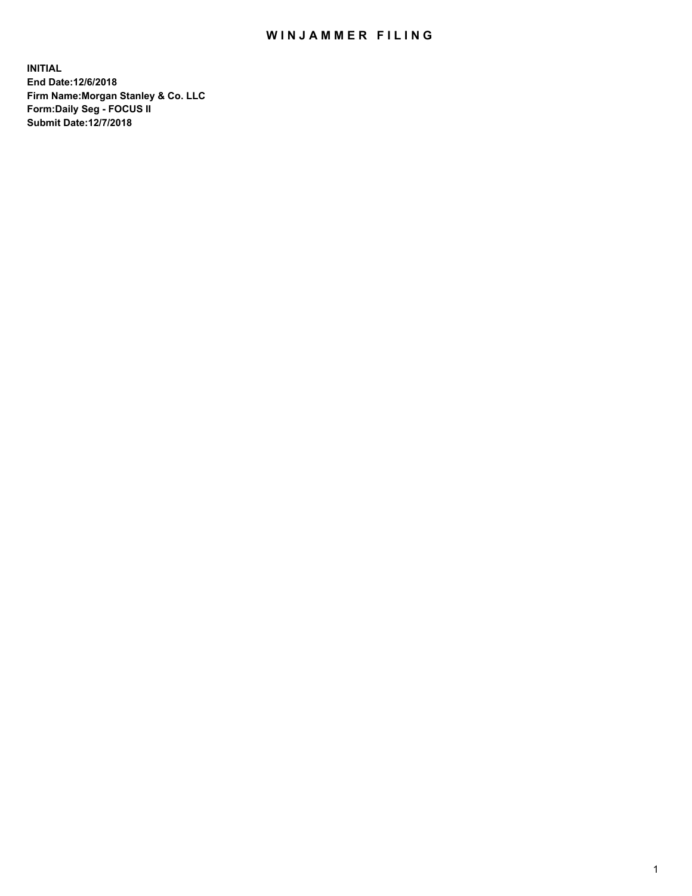# WINJAMMER FILING

**INITIAL**
**End Date:12/6/2018**
**Firm Name:Morgan Stanley & Co. LLC**
**Form:Daily Seg - FOCUS II**
**Submit Date:12/7/2018**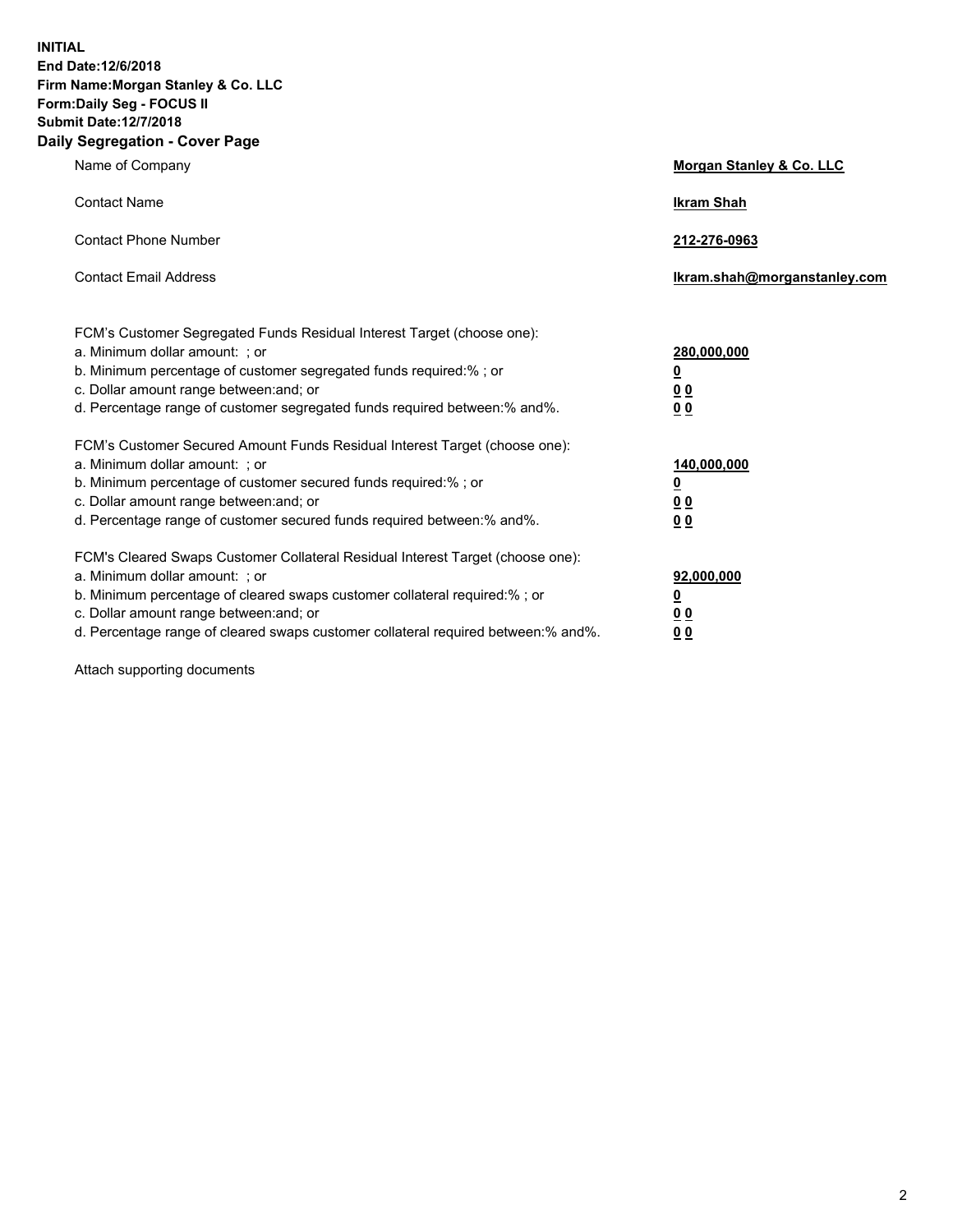**INITIAL**
**End Date:12/6/2018**
**Firm Name:Morgan Stanley & Co. LLC**
**Form:Daily Seg - FOCUS II**
**Submit Date:12/7/2018**
**Daily Segregation - Cover Page**

| | |
|---|---|
| Name of Company | **Morgan Stanley & Co. LLC** |
| Contact Name | **Ikram Shah** |
| Contact Phone Number | **212-276-0963** |
| Contact Email Address | **Ikram.shah@morganstanley.com** |
| FCM's Customer Segregated Funds Residual Interest Target (choose one): | |
| a. Minimum dollar amount: ; or | **280,000,000** |
| b. Minimum percentage of customer segregated funds required:% ; or | **0** |
| c. Dollar amount range between:and; or | **0 0** |
| d. Percentage range of customer segregated funds required between:% and%. | **0 0** |
| FCM's Customer Secured Amount Funds Residual Interest Target (choose one): | |
| a. Minimum dollar amount: ; or | **140,000,000** |
| b. Minimum percentage of customer secured funds required:% ; or | **0** |
| c. Dollar amount range between:and; or | **0 0** |
| d. Percentage range of customer secured funds required between:% and%. | **0 0** |
| FCM's Cleared Swaps Customer Collateral Residual Interest Target (choose one): | |
| a. Minimum dollar amount: ; or | **92,000,000** |
| b. Minimum percentage of cleared swaps customer collateral required:% ; or | **0** |
| c. Dollar amount range between:and; or | **0 0** |
| d. Percentage range of cleared swaps customer collateral required between:% and%. | **0 0** |

Attach supporting documents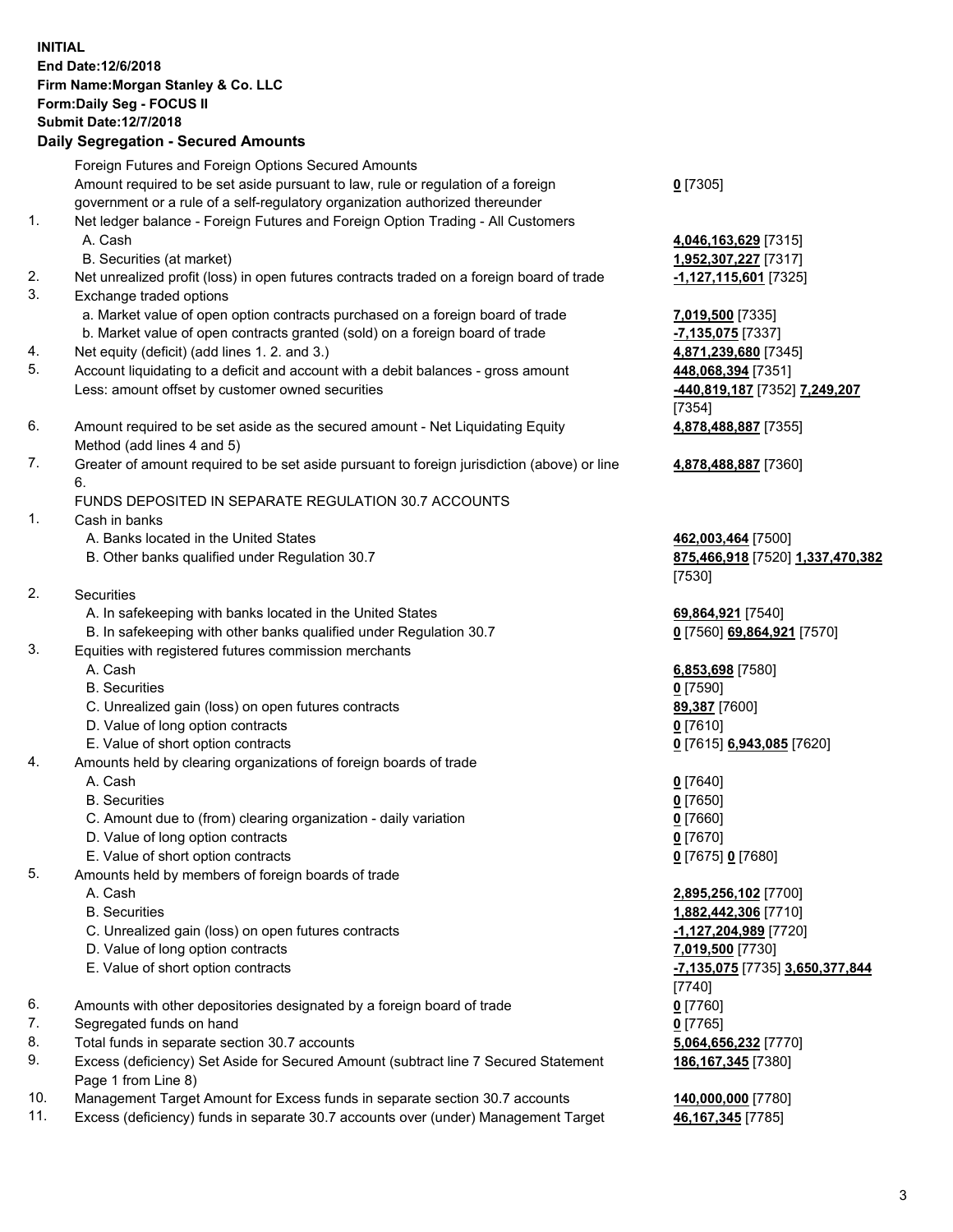**INITIAL**
**End Date:12/6/2018**
**Firm Name:Morgan Stanley & Co. LLC**
**Form:Daily Seg - FOCUS II**
**Submit Date:12/7/2018**
**Daily Segregation - Secured Amounts**

| | | |
|---|---|---|
| | Foreign Futures and Foreign Options Secured Amounts | |
| | Amount required to be set aside pursuant to law, rule or regulation of a foreign government or a rule of a self-regulatory organization authorized thereunder | **0** [7305] |
| 1. | Net ledger balance - Foreign Futures and Foreign Option Trading - All Customers | |
| | A. Cash | **4,046,163,629** [7315] |
| | B. Securities (at market) | **1,952,307,227** [7317] |
| 2. | Net unrealized profit (loss) in open futures contracts traded on a foreign board of trade | **-1,127,115,601** [7325] |
| 3. | Exchange traded options | |
| | a. Market value of open option contracts purchased on a foreign board of trade | **7,019,500** [7335] |
| | b. Market value of open contracts granted (sold) on a foreign board of trade | **-7,135,075** [7337] |
| 4. | Net equity (deficit) (add lines 1. 2. and 3.) | **4,871,239,680** [7345] |
| 5. | Account liquidating to a deficit and account with a debit balances - gross amount | **448,068,394** [7351] |
| | Less: amount offset by customer owned securities | **-440,819,187** [7352] **7,249,207** [7354] |
| 6. | Amount required to be set aside as the secured amount - Net Liquidating Equity Method (add lines 4 and 5) | **4,878,488,887** [7355] |
| 7. | Greater of amount required to be set aside pursuant to foreign jurisdiction (above) or line 6. | **4,878,488,887** [7360] |
| | FUNDS DEPOSITED IN SEPARATE REGULATION 30.7 ACCOUNTS | |
| 1. | Cash in banks | |
| | A. Banks located in the United States | **462,003,464** [7500] |
| | B. Other banks qualified under Regulation 30.7 | **875,466,918** [7520] **1,337,470,382** [7530] |
| 2. | Securities | |
| | A. In safekeeping with banks located in the United States | **69,864,921** [7540] |
| | B. In safekeeping with other banks qualified under Regulation 30.7 | **0** [7560] **69,864,921** [7570] |
| 3. | Equities with registered futures commission merchants | |
| | A. Cash | **6,853,698** [7580] |
| | B. Securities | **0** [7590] |
| | C. Unrealized gain (loss) on open futures contracts | **89,387** [7600] |
| | D. Value of long option contracts | **0** [7610] |
| | E. Value of short option contracts | **0** [7615] **6,943,085** [7620] |
| 4. | Amounts held by clearing organizations of foreign boards of trade | |
| | A. Cash | **0** [7640] |
| | B. Securities | **0** [7650] |
| | C. Amount due to (from) clearing organization - daily variation | **0** [7660] |
| | D. Value of long option contracts | **0** [7670] |
| | E. Value of short option contracts | **0** [7675] **0** [7680] |
| 5. | Amounts held by members of foreign boards of trade | |
| | A. Cash | **2,895,256,102** [7700] |
| | B. Securities | **1,882,442,306** [7710] |
| | C. Unrealized gain (loss) on open futures contracts | **-1,127,204,989** [7720] |
| | D. Value of long option contracts | **7,019,500** [7730] |
| | E. Value of short option contracts | **-7,135,075** [7735] **3,650,377,844** [7740] |
| 6. | Amounts with other depositories designated by a foreign board of trade | **0** [7760] |
| 7. | Segregated funds on hand | **0** [7765] |
| 8. | Total funds in separate section 30.7 accounts | **5,064,656,232** [7770] |
| 9. | Excess (deficiency) Set Aside for Secured Amount (subtract line 7 Secured Statement Page 1 from Line 8) | **186,167,345** [7380] |
| 10. | Management Target Amount for Excess funds in separate section 30.7 accounts | **140,000,000** [7780] |
| 11. | Excess (deficiency) funds in separate 30.7 accounts over (under) Management Target | **46,167,345** [7785] |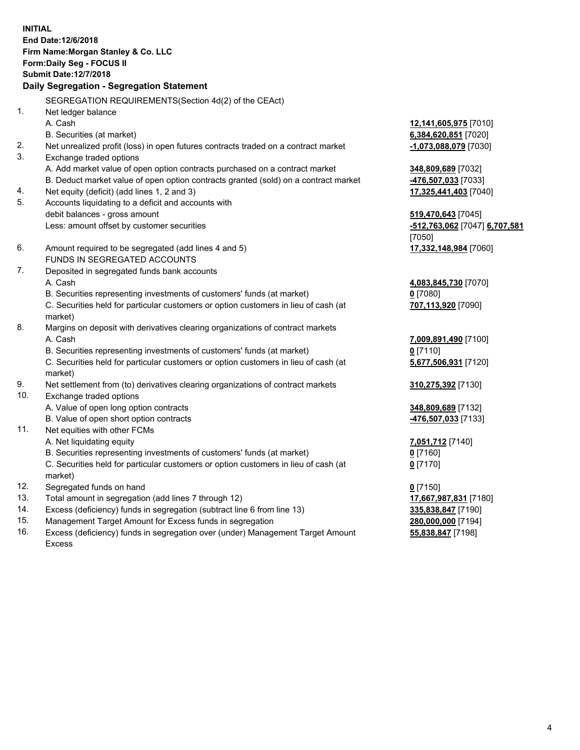**INITIAL**
**End Date:12/6/2018**
**Firm Name:Morgan Stanley & Co. LLC**
**Form:Daily Seg - FOCUS II**
**Submit Date:12/7/2018**

## Daily Segregation - Segregation Statement

| | | |
|---|---|---|
| | SEGREGATION REQUIREMENTS(Section 4d(2) of the CEAct) | |
| 1. | Net ledger balance | |
| | A. Cash | **12,141,605,975** [7010] |
| | B. Securities (at market) | **6,384,620,851** [7020] |
| 2. | Net unrealized profit (loss) in open futures contracts traded on a contract market | **-1,073,088,079** [7030] |
| 3. | Exchange traded options | |
| | A. Add market value of open option contracts purchased on a contract market | **348,809,689** [7032] |
| | B. Deduct market value of open option contracts granted (sold) on a contract market | **-476,507,033** [7033] |
| 4. | Net equity (deficit) (add lines 1, 2 and 3) | **17,325,441,403** [7040] |
| 5. | Accounts liquidating to a deficit and accounts with debit balances - gross amount | **519,470,643** [7045] |
| | Less: amount offset by customer securities | **-512,763,062** [7047] **6,707,581** [7050] |
| 6. | Amount required to be segregated (add lines 4 and 5) | **17,332,148,984** [7060] |
| | FUNDS IN SEGREGATED ACCOUNTS | |
| 7. | Deposited in segregated funds bank accounts | |
| | A. Cash | **4,083,845,730** [7070] |
| | B. Securities representing investments of customers' funds (at market) | **0** [7080] |
| | C. Securities held for particular customers or option customers in lieu of cash (at market) | **707,113,920** [7090] |
| 8. | Margins on deposit with derivatives clearing organizations of contract markets | |
| | A. Cash | **7,009,891,490** [7100] |
| | B. Securities representing investments of customers' funds (at market) | **0** [7110] |
| | C. Securities held for particular customers or option customers in lieu of cash (at market) | **5,677,506,931** [7120] |
| 9. | Net settlement from (to) derivatives clearing organizations of contract markets | **310,275,392** [7130] |
| 10. | Exchange traded options | |
| | A. Value of open long option contracts | **348,809,689** [7132] |
| | B. Value of open short option contracts | **-476,507,033** [7133] |
| 11. | Net equities with other FCMs | |
| | A. Net liquidating equity | **7,051,712** [7140] |
| | B. Securities representing investments of customers' funds (at market) | **0** [7160] |
| | C. Securities held for particular customers or option customers in lieu of cash (at market) | **0** [7170] |
| 12. | Segregated funds on hand | **0** [7150] |
| 13. | Total amount in segregation (add lines 7 through 12) | **17,667,987,831** [7180] |
| 14. | Excess (deficiency) funds in segregation (subtract line 6 from line 13) | **335,838,847** [7190] |
| 15. | Management Target Amount for Excess funds in segregation | **280,000,000** [7194] |
| 16. | Excess (deficiency) funds in segregation over (under) Management Target Amount Excess | **55,838,847** [7198] |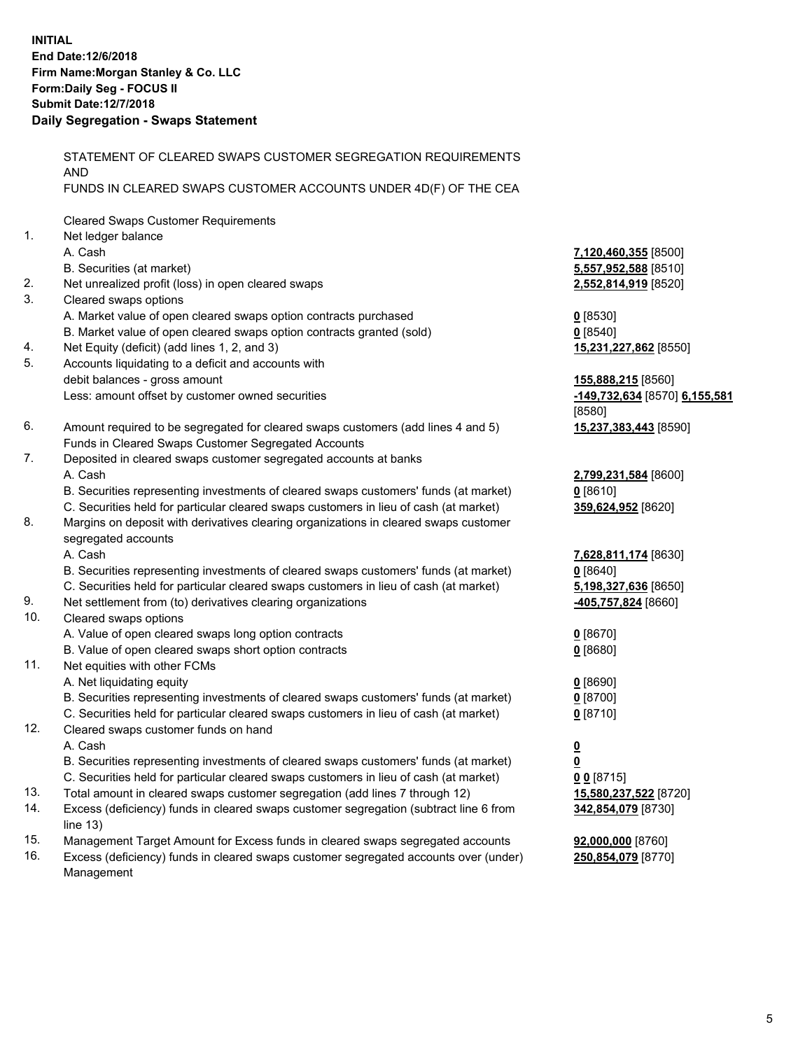**INITIAL**
**End Date:12/6/2018**
**Firm Name:Morgan Stanley & Co. LLC**
**Form:Daily Seg - FOCUS II**
**Submit Date:12/7/2018**
**Daily Segregation - Swaps Statement**

STATEMENT OF CLEARED SWAPS CUSTOMER SEGREGATION REQUIREMENTS AND FUNDS IN CLEARED SWAPS CUSTOMER ACCOUNTS UNDER 4D(F) OF THE CEA

| | | |
|---|---|---|
| | Cleared Swaps Customer Requirements | |
| 1. | Net ledger balance | |
| | A. Cash | **7,120,460,355** [8500] |
| | B. Securities (at market) | **5,557,952,588** [8510] |
| 2. | Net unrealized profit (loss) in open cleared swaps | **2,552,814,919** [8520] |
| 3. | Cleared swaps options | |
| | A. Market value of open cleared swaps option contracts purchased | **0** [8530] |
| | B. Market value of open cleared swaps option contracts granted (sold) | **0** [8540] |
| 4. | Net Equity (deficit) (add lines 1, 2, and 3) | **15,231,227,862** [8550] |
| 5. | Accounts liquidating to a deficit and accounts with debit balances - gross amount | **155,888,215** [8560] |
| | Less: amount offset by customer owned securities | **-149,732,634** [8570] **6,155,581** [8580] |
| 6. | Amount required to be segregated for cleared swaps customers (add lines 4 and 5) | **15,237,383,443** [8590] |
| | Funds in Cleared Swaps Customer Segregated Accounts | |
| 7. | Deposited in cleared swaps customer segregated accounts at banks | |
| | A. Cash | **2,799,231,584** [8600] |
| | B. Securities representing investments of cleared swaps customers' funds (at market) | **0** [8610] |
| | C. Securities held for particular cleared swaps customers in lieu of cash (at market) | **359,624,952** [8620] |
| 8. | Margins on deposit with derivatives clearing organizations in cleared swaps customer segregated accounts | |
| | A. Cash | **7,628,811,174** [8630] |
| | B. Securities representing investments of cleared swaps customers' funds (at market) | **0** [8640] |
| | C. Securities held for particular cleared swaps customers in lieu of cash (at market) | **5,198,327,636** [8650] |
| 9. | Net settlement from (to) derivatives clearing organizations | **-405,757,824** [8660] |
| 10. | Cleared swaps options | |
| | A. Value of open cleared swaps long option contracts | **0** [8670] |
| | B. Value of open cleared swaps short option contracts | **0** [8680] |
| 11. | Net equities with other FCMs | |
| | A. Net liquidating equity | **0** [8690] |
| | B. Securities representing investments of cleared swaps customers' funds (at market) | **0** [8700] |
| | C. Securities held for particular cleared swaps customers in lieu of cash (at market) | **0** [8710] |
| 12. | Cleared swaps customer funds on hand | |
| | A. Cash | **0** |
| | B. Securities representing investments of cleared swaps customers' funds (at market) | **0** |
| | C. Securities held for particular cleared swaps customers in lieu of cash (at market) | **0** **0** [8715] |
| 13. | Total amount in cleared swaps customer segregation (add lines 7 through 12) | **15,580,237,522** [8720] |
| 14. | Excess (deficiency) funds in cleared swaps customer segregation (subtract line 6 from line 13) | **342,854,079** [8730] |
| 15. | Management Target Amount for Excess funds in cleared swaps segregated accounts | **92,000,000** [8760] |
| 16. | Excess (deficiency) funds in cleared swaps customer segregated accounts over (under) Management | **250,854,079** [8770] |